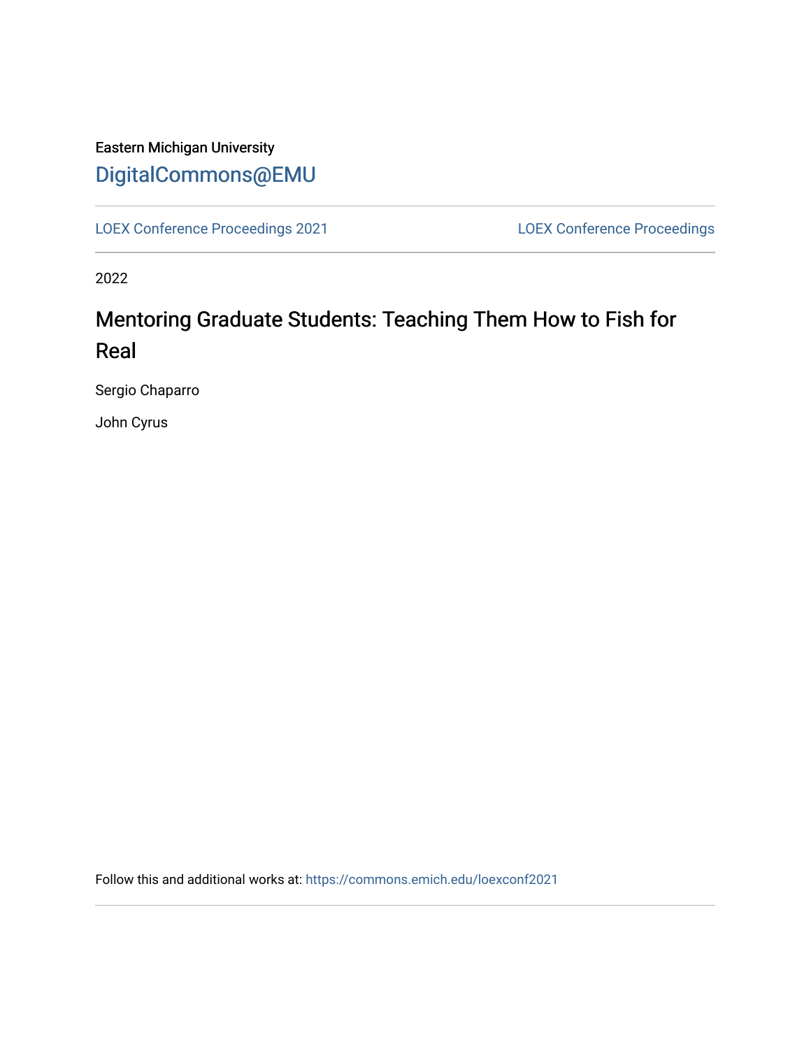Eastern Michigan University

DigitalCommons@EMU

LOEX Conference Proceedings 2021

LOEX Conference Proceedings

2022

# Mentoring Graduate Students: Teaching Them How to Fish for Real

Sergio Chaparro

John Cyrus

Follow this and additional works at: https://commons.emich.edu/loexconf2021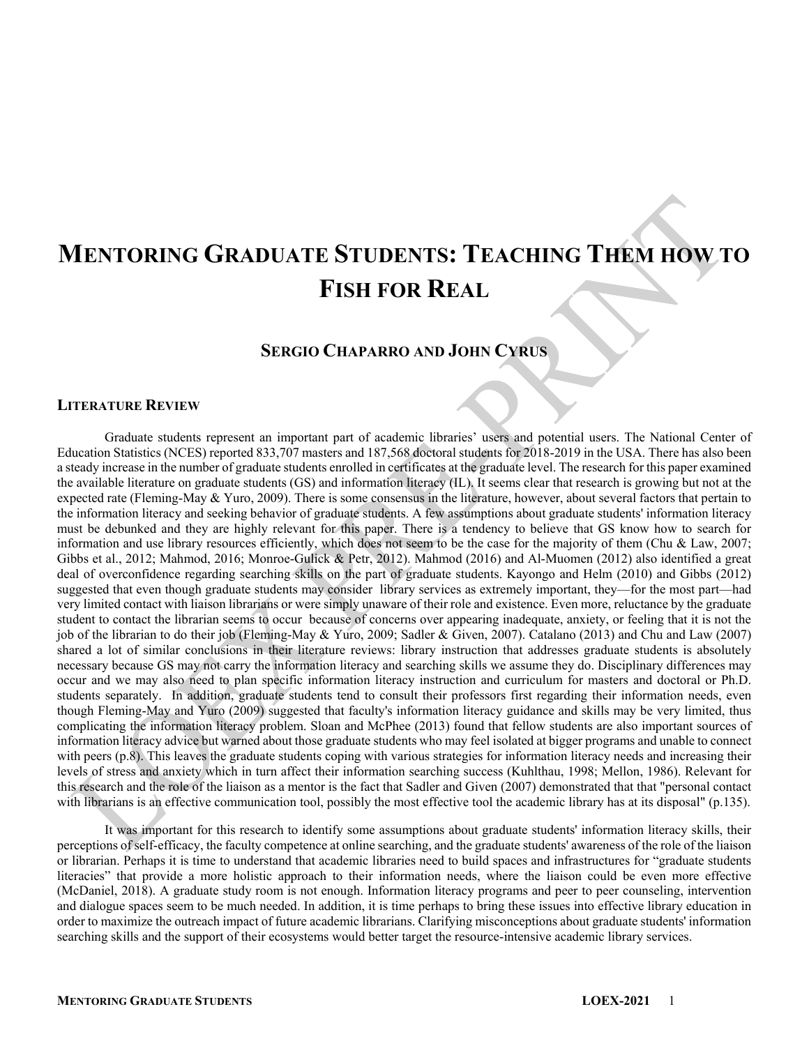# MENTORING GRADUATE STUDENTS: TEACHING THEM HOW TO FISH FOR REAL

## SERGIO CHAPARRO AND JOHN CYRUS

### LITERATURE REVIEW

Graduate students represent an important part of academic libraries' users and potential users. The National Center of Education Statistics (NCES) reported 833,707 masters and 187,568 doctoral students for 2018-2019 in the USA. There has also been a steady increase in the number of graduate students enrolled in certificates at the graduate level. The research for this paper examined the available literature on graduate students (GS) and information literacy (IL). It seems clear that research is growing but not at the expected rate (Fleming-May & Yuro, 2009). There is some consensus in the literature, however, about several factors that pertain to the information literacy and seeking behavior of graduate students. A few assumptions about graduate students' information literacy must be debunked and they are highly relevant for this paper. There is a tendency to believe that GS know how to search for information and use library resources efficiently, which does not seem to be the case for the majority of them (Chu & Law, 2007; Gibbs et al., 2012; Mahmod, 2016; Monroe-Gulick & Petr, 2012). Mahmod (2016) and Al-Muomen (2012) also identified a great deal of overconfidence regarding searching skills on the part of graduate students. Kayongo and Helm (2010) and Gibbs (2012) suggested that even though graduate students may consider library services as extremely important, they—for the most part—had very limited contact with liaison librarians or were simply unaware of their role and existence. Even more, reluctance by the graduate student to contact the librarian seems to occur because of concerns over appearing inadequate, anxiety, or feeling that it is not the job of the librarian to do their job (Fleming-May & Yuro, 2009; Sadler & Given, 2007). Catalano (2013) and Chu and Law (2007) shared a lot of similar conclusions in their literature reviews: library instruction that addresses graduate students is absolutely necessary because GS may not carry the information literacy and searching skills we assume they do. Disciplinary differences may occur and we may also need to plan specific information literacy instruction and curriculum for masters and doctoral or Ph.D. students separately. In addition, graduate students tend to consult their professors first regarding their information needs, even though Fleming-May and Yuro (2009) suggested that faculty's information literacy guidance and skills may be very limited, thus complicating the information literacy problem. Sloan and McPhee (2013) found that fellow students are also important sources of information literacy advice but warned about those graduate students who may feel isolated at bigger programs and unable to connect with peers (p.8). This leaves the graduate students coping with various strategies for information literacy needs and increasing their levels of stress and anxiety which in turn affect their information searching success (Kuhlthau, 1998; Mellon, 1986). Relevant for this research and the role of the liaison as a mentor is the fact that Sadler and Given (2007) demonstrated that that "personal contact with librarians is an effective communication tool, possibly the most effective tool the academic library has at its disposal" (p.135).

It was important for this research to identify some assumptions about graduate students' information literacy skills, their perceptions of self-efficacy, the faculty competence at online searching, and the graduate students' awareness of the role of the liaison or librarian. Perhaps it is time to understand that academic libraries need to build spaces and infrastructures for "graduate students literacies" that provide a more holistic approach to their information needs, where the liaison could be even more effective (McDaniel, 2018). A graduate study room is not enough. Information literacy programs and peer to peer counseling, intervention and dialogue spaces seem to be much needed. In addition, it is time perhaps to bring these issues into effective library education in order to maximize the outreach impact of future academic librarians. Clarifying misconceptions about graduate students' information searching skills and the support of their ecosystems would better target the resource-intensive academic library services.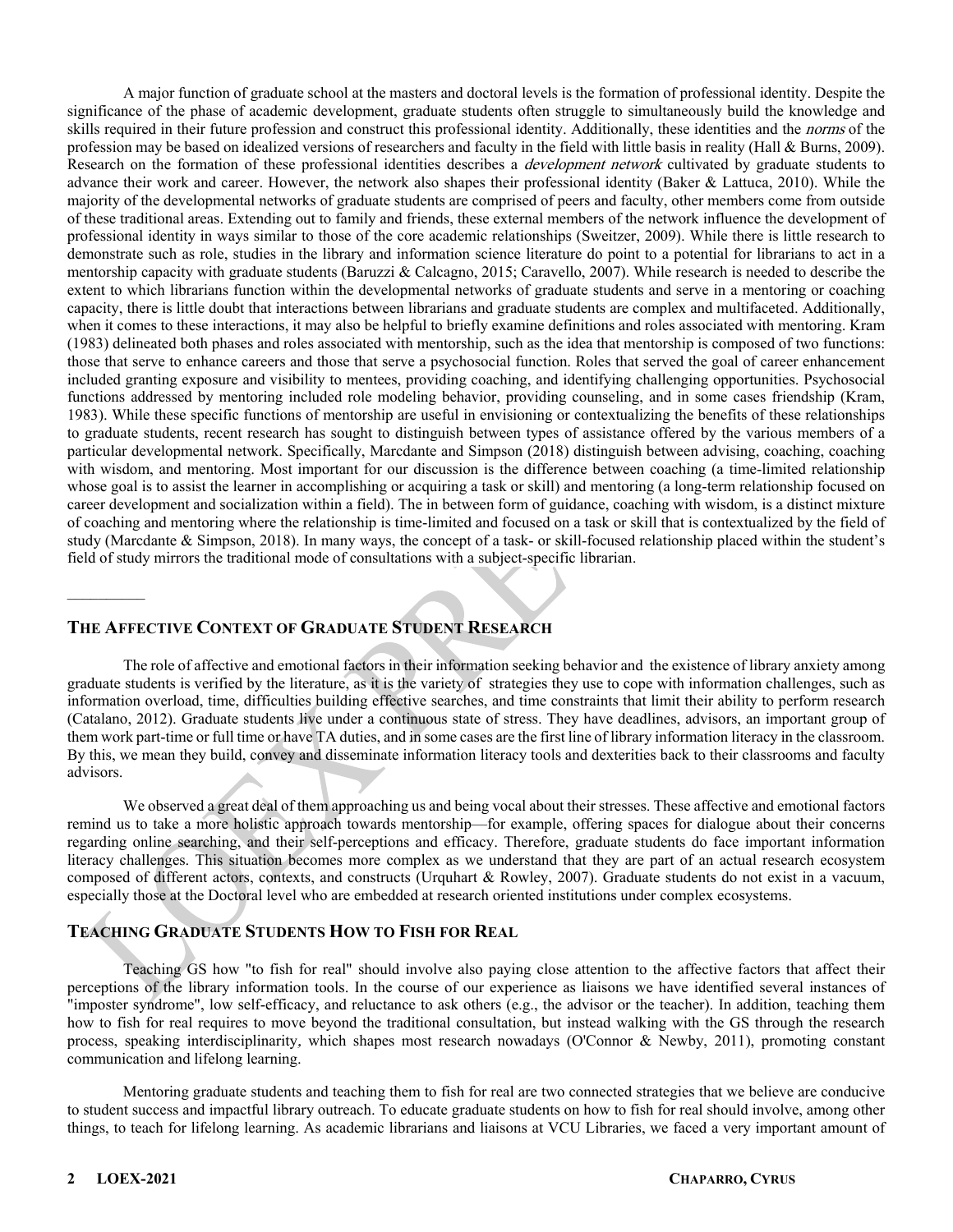A major function of graduate school at the masters and doctoral levels is the formation of professional identity. Despite the significance of the phase of academic development, graduate students often struggle to simultaneously build the knowledge and skills required in their future profession and construct this professional identity. Additionally, these identities and the *norms* of the profession may be based on idealized versions of researchers and faculty in the field with little basis in reality (Hall & Burns, 2009). Research on the formation of these professional identities describes a *development network* cultivated by graduate students to advance their work and career. However, the network also shapes their professional identity (Baker & Lattuca, 2010). While the majority of the developmental networks of graduate students are comprised of peers and faculty, other members come from outside of these traditional areas. Extending out to family and friends, these external members of the network influence the development of professional identity in ways similar to those of the core academic relationships (Sweitzer, 2009). While there is little research to demonstrate such as role, studies in the library and information science literature do point to a potential for librarians to act in a mentorship capacity with graduate students (Baruzzi & Calcagno, 2015; Caravello, 2007). While research is needed to describe the extent to which librarians function within the developmental networks of graduate students and serve in a mentoring or coaching capacity, there is little doubt that interactions between librarians and graduate students are complex and multifaceted. Additionally, when it comes to these interactions, it may also be helpful to briefly examine definitions and roles associated with mentoring. Kram (1983) delineated both phases and roles associated with mentorship, such as the idea that mentorship is composed of two functions: those that serve to enhance careers and those that serve a psychosocial function. Roles that served the goal of career enhancement included granting exposure and visibility to mentees, providing coaching, and identifying challenging opportunities. Psychosocial functions addressed by mentoring included role modeling behavior, providing counseling, and in some cases friendship (Kram, 1983). While these specific functions of mentorship are useful in envisioning or contextualizing the benefits of these relationships to graduate students, recent research has sought to distinguish between types of assistance offered by the various members of a particular developmental network. Specifically, Marcdante and Simpson (2018) distinguish between advising, coaching, coaching with wisdom, and mentoring. Most important for our discussion is the difference between coaching (a time-limited relationship whose goal is to assist the learner in accomplishing or acquiring a task or skill) and mentoring (a long-term relationship focused on career development and socialization within a field). The in between form of guidance, coaching with wisdom, is a distinct mixture of coaching and mentoring where the relationship is time-limited and focused on a task or skill that is contextualized by the field of study (Marcdante & Simpson, 2018). In many ways, the concept of a task- or skill-focused relationship placed within the student's field of study mirrors the traditional mode of consultations with a subject-specific librarian.

## The Affective Context of Graduate Student Research

The role of affective and emotional factors in their information seeking behavior and the existence of library anxiety among graduate students is verified by the literature, as it is the variety of strategies they use to cope with information challenges, such as information overload, time, difficulties building effective searches, and time constraints that limit their ability to perform research (Catalano, 2012). Graduate students live under a continuous state of stress. They have deadlines, advisors, an important group of them work part-time or full time or have TA duties, and in some cases are the first line of library information literacy in the classroom. By this, we mean they build, convey and disseminate information literacy tools and dexterities back to their classrooms and faculty advisors.

We observed a great deal of them approaching us and being vocal about their stresses. These affective and emotional factors remind us to take a more holistic approach towards mentorship—for example, offering spaces for dialogue about their concerns regarding online searching, and their self-perceptions and efficacy. Therefore, graduate students do face important information literacy challenges. This situation becomes more complex as we understand that they are part of an actual research ecosystem composed of different actors, contexts, and constructs (Urquhart & Rowley, 2007). Graduate students do not exist in a vacuum, especially those at the Doctoral level who are embedded at research oriented institutions under complex ecosystems.

## Teaching Graduate Students How to Fish for Real

Teaching GS how "to fish for real" should involve also paying close attention to the affective factors that affect their perceptions of the library information tools. In the course of our experience as liaisons we have identified several instances of "imposter syndrome", low self-efficacy, and reluctance to ask others (e.g., the advisor or the teacher). In addition, teaching them how to fish for real requires to move beyond the traditional consultation, but instead walking with the GS through the research process, speaking interdisciplinarity, which shapes most research nowadays (O'Connor & Newby, 2011), promoting constant communication and lifelong learning.

Mentoring graduate students and teaching them to fish for real are two connected strategies that we believe are conducive to student success and impactful library outreach. To educate graduate students on how to fish for real should involve, among other things, to teach for lifelong learning. As academic librarians and liaisons at VCU Libraries, we faced a very important amount of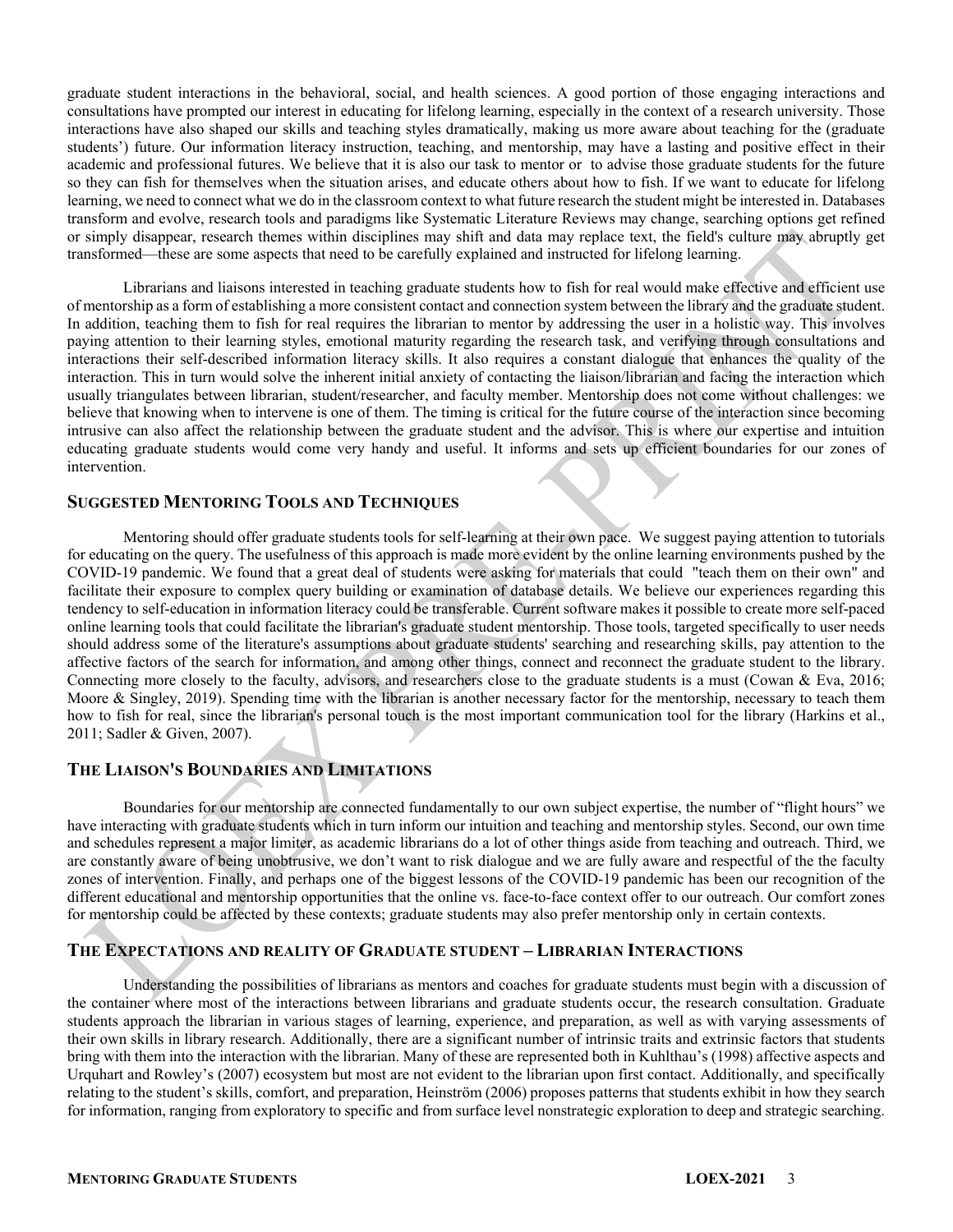graduate student interactions in the behavioral, social, and health sciences. A good portion of those engaging interactions and consultations have prompted our interest in educating for lifelong learning, especially in the context of a research university. Those interactions have also shaped our skills and teaching styles dramatically, making us more aware about teaching for the (graduate students') future. Our information literacy instruction, teaching, and mentorship, may have a lasting and positive effect in their academic and professional futures. We believe that it is also our task to mentor or to advise those graduate students for the future so they can fish for themselves when the situation arises, and educate others about how to fish. If we want to educate for lifelong learning, we need to connect what we do in the classroom context to what future research the student might be interested in. Databases transform and evolve, research tools and paradigms like Systematic Literature Reviews may change, searching options get refined or simply disappear, research themes within disciplines may shift and data may replace text, the field's culture may abruptly get transformed—these are some aspects that need to be carefully explained and instructed for lifelong learning.

Librarians and liaisons interested in teaching graduate students how to fish for real would make effective and efficient use of mentorship as a form of establishing a more consistent contact and connection system between the library and the graduate student. In addition, teaching them to fish for real requires the librarian to mentor by addressing the user in a holistic way. This involves paying attention to their learning styles, emotional maturity regarding the research task, and verifying through consultations and interactions their self-described information literacy skills. It also requires a constant dialogue that enhances the quality of the interaction. This in turn would solve the inherent initial anxiety of contacting the liaison/librarian and facing the interaction which usually triangulates between librarian, student/researcher, and faculty member. Mentorship does not come without challenges: we believe that knowing when to intervene is one of them. The timing is critical for the future course of the interaction since becoming intrusive can also affect the relationship between the graduate student and the advisor. This is where our expertise and intuition educating graduate students would come very handy and useful. It informs and sets up efficient boundaries for our zones of intervention.

## Suggested Mentoring Tools and Techniques

Mentoring should offer graduate students tools for self-learning at their own pace. We suggest paying attention to tutorials for educating on the query. The usefulness of this approach is made more evident by the online learning environments pushed by the COVID-19 pandemic. We found that a great deal of students were asking for materials that could "teach them on their own" and facilitate their exposure to complex query building or examination of database details. We believe our experiences regarding this tendency to self-education in information literacy could be transferable. Current software makes it possible to create more self-paced online learning tools that could facilitate the librarian's graduate student mentorship. Those tools, targeted specifically to user needs should address some of the literature's assumptions about graduate students' searching and researching skills, pay attention to the affective factors of the search for information, and among other things, connect and reconnect the graduate student to the library. Connecting more closely to the faculty, advisors, and researchers close to the graduate students is a must (Cowan & Eva, 2016; Moore & Singley, 2019). Spending time with the librarian is another necessary factor for the mentorship, necessary to teach them how to fish for real, since the librarian's personal touch is the most important communication tool for the library (Harkins et al., 2011; Sadler & Given, 2007).

## The Liaison's Boundaries and Limitations

Boundaries for our mentorship are connected fundamentally to our own subject expertise, the number of "flight hours" we have interacting with graduate students which in turn inform our intuition and teaching and mentorship styles. Second, our own time and schedules represent a major limiter, as academic librarians do a lot of other things aside from teaching and outreach. Third, we are constantly aware of being unobtrusive, we don't want to risk dialogue and we are fully aware and respectful of the the faculty zones of intervention. Finally, and perhaps one of the biggest lessons of the COVID-19 pandemic has been our recognition of the different educational and mentorship opportunities that the online vs. face-to-face context offer to our outreach. Our comfort zones for mentorship could be affected by these contexts; graduate students may also prefer mentorship only in certain contexts.

## The Expectations and reality of Graduate student – Librarian Interactions

Understanding the possibilities of librarians as mentors and coaches for graduate students must begin with a discussion of the container where most of the interactions between librarians and graduate students occur, the research consultation. Graduate students approach the librarian in various stages of learning, experience, and preparation, as well as with varying assessments of their own skills in library research. Additionally, there are a significant number of intrinsic traits and extrinsic factors that students bring with them into the interaction with the librarian. Many of these are represented both in Kuhlthau's (1998) affective aspects and Urquhart and Rowley's (2007) ecosystem but most are not evident to the librarian upon first contact. Additionally, and specifically relating to the student's skills, comfort, and preparation, Heinström (2006) proposes patterns that students exhibit in how they search for information, ranging from exploratory to specific and from surface level nonstrategic exploration to deep and strategic searching.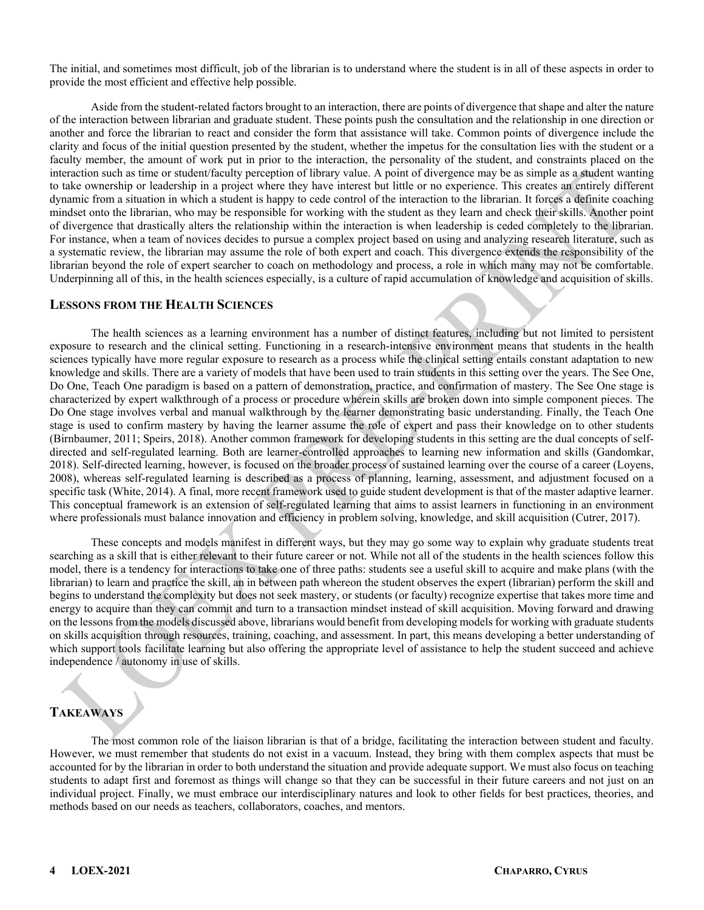The initial, and sometimes most difficult, job of the librarian is to understand where the student is in all of these aspects in order to provide the most efficient and effective help possible.

Aside from the student-related factors brought to an interaction, there are points of divergence that shape and alter the nature of the interaction between librarian and graduate student. These points push the consultation and the relationship in one direction or another and force the librarian to react and consider the form that assistance will take. Common points of divergence include the clarity and focus of the initial question presented by the student, whether the impetus for the consultation lies with the student or a faculty member, the amount of work put in prior to the interaction, the personality of the student, and constraints placed on the interaction such as time or student/faculty perception of library value. A point of divergence may be as simple as a student wanting to take ownership or leadership in a project where they have interest but little or no experience. This creates an entirely different dynamic from a situation in which a student is happy to cede control of the interaction to the librarian. It forces a definite coaching mindset onto the librarian, who may be responsible for working with the student as they learn and check their skills. Another point of divergence that drastically alters the relationship within the interaction is when leadership is ceded completely to the librarian. For instance, when a team of novices decides to pursue a complex project based on using and analyzing research literature, such as a systematic review, the librarian may assume the role of both expert and coach. This divergence extends the responsibility of the librarian beyond the role of expert searcher to coach on methodology and process, a role in which many may not be comfortable. Underpinning all of this, in the health sciences especially, is a culture of rapid accumulation of knowledge and acquisition of skills.

## LESSONS FROM THE HEALTH SCIENCES

The health sciences as a learning environment has a number of distinct features, including but not limited to persistent exposure to research and the clinical setting. Functioning in a research-intensive environment means that students in the health sciences typically have more regular exposure to research as a process while the clinical setting entails constant adaptation to new knowledge and skills. There are a variety of models that have been used to train students in this setting over the years. The See One, Do One, Teach One paradigm is based on a pattern of demonstration, practice, and confirmation of mastery. The See One stage is characterized by expert walkthrough of a process or procedure wherein skills are broken down into simple component pieces. The Do One stage involves verbal and manual walkthrough by the learner demonstrating basic understanding. Finally, the Teach One stage is used to confirm mastery by having the learner assume the role of expert and pass their knowledge on to other students (Birnbaumer, 2011; Speirs, 2018). Another common framework for developing students in this setting are the dual concepts of self-directed and self-regulated learning. Both are learner-controlled approaches to learning new information and skills (Gandomkar, 2018). Self-directed learning, however, is focused on the broader process of sustained learning over the course of a career (Loyens, 2008), whereas self-regulated learning is described as a process of planning, learning, assessment, and adjustment focused on a specific task (White, 2014). A final, more recent framework used to guide student development is that of the master adaptive learner. This conceptual framework is an extension of self-regulated learning that aims to assist learners in functioning in an environment where professionals must balance innovation and efficiency in problem solving, knowledge, and skill acquisition (Cutrer, 2017).

These concepts and models manifest in different ways, but they may go some way to explain why graduate students treat searching as a skill that is either relevant to their future career or not. While not all of the students in the health sciences follow this model, there is a tendency for interactions to take one of three paths: students see a useful skill to acquire and make plans (with the librarian) to learn and practice the skill, an in between path whereon the student observes the expert (librarian) perform the skill and begins to understand the complexity but does not seek mastery, or students (or faculty) recognize expertise that takes more time and energy to acquire than they can commit and turn to a transaction mindset instead of skill acquisition. Moving forward and drawing on the lessons from the models discussed above, librarians would benefit from developing models for working with graduate students on skills acquisition through resources, training, coaching, and assessment. In part, this means developing a better understanding of which support tools facilitate learning but also offering the appropriate level of assistance to help the student succeed and achieve independence / autonomy in use of skills.

## TAKEAWAYS

The most common role of the liaison librarian is that of a bridge, facilitating the interaction between student and faculty. However, we must remember that students do not exist in a vacuum. Instead, they bring with them complex aspects that must be accounted for by the librarian in order to both understand the situation and provide adequate support. We must also focus on teaching students to adapt first and foremost as things will change so that they can be successful in their future careers and not just on an individual project. Finally, we must embrace our interdisciplinary natures and look to other fields for best practices, theories, and methods based on our needs as teachers, collaborators, coaches, and mentors.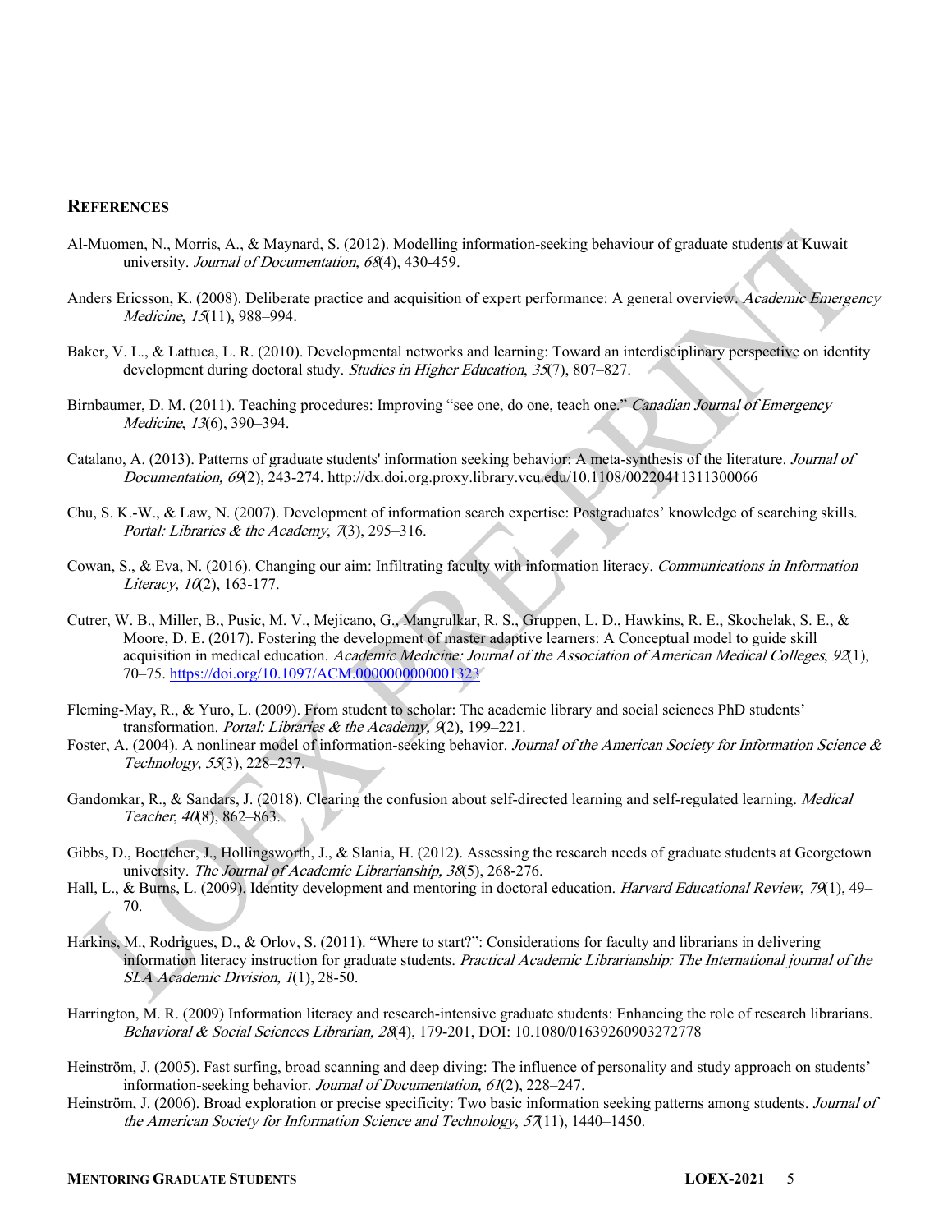## References

Al-Muomen, N., Morris, A., & Maynard, S. (2012). Modelling information-seeking behaviour of graduate students at Kuwait university. *Journal of Documentation, 68*(4), 430-459.

Anders Ericsson, K. (2008). Deliberate practice and acquisition of expert performance: A general overview. *Academic Emergency Medicine*, *15*(11), 988–994.

Baker, V. L., & Lattuca, L. R. (2010). Developmental networks and learning: Toward an interdisciplinary perspective on identity development during doctoral study. *Studies in Higher Education*, *35*(7), 807–827.

Birnbaumer, D. M. (2011). Teaching procedures: Improving "see one, do one, teach one." *Canadian Journal of Emergency Medicine*, *13*(6), 390–394.

Catalano, A. (2013). Patterns of graduate students' information seeking behavior: A meta-synthesis of the literature. *Journal of Documentation, 69*(2), 243-274. http://dx.doi.org.proxy.library.vcu.edu/10.1108/00220411311300066

Chu, S. K.-W., & Law, N. (2007). Development of information search expertise: Postgraduates' knowledge of searching skills. *Portal: Libraries & the Academy*, *7*(3), 295–316.

Cowan, S., & Eva, N. (2016). Changing our aim: Infiltrating faculty with information literacy. *Communications in Information Literacy, 10*(2), 163-177.

Cutrer, W. B., Miller, B., Pusic, M. V., Mejicano, G., Mangrulkar, R. S., Gruppen, L. D., Hawkins, R. E., Skochelak, S. E., & Moore, D. E. (2017). Fostering the development of master adaptive learners: A Conceptual model to guide skill acquisition in medical education. *Academic Medicine: Journal of the Association of American Medical Colleges*, *92*(1), 70–75. https://doi.org/10.1097/ACM.0000000000001323

Fleming-May, R., & Yuro, L. (2009). From student to scholar: The academic library and social sciences PhD students' transformation. *Portal: Libraries & the Academy, 9*(2), 199–221.

Foster, A. (2004). A nonlinear model of information-seeking behavior. *Journal of the American Society for Information Science & Technology, 55*(3), 228–237.

Gandomkar, R., & Sandars, J. (2018). Clearing the confusion about self-directed learning and self-regulated learning. *Medical Teacher*, *40*(8), 862–863.

Gibbs, D., Boettcher, J., Hollingsworth, J., & Slania, H. (2012). Assessing the research needs of graduate students at Georgetown university. *The Journal of Academic Librarianship, 38*(5), 268-276.

Hall, L., & Burns, L. (2009). Identity development and mentoring in doctoral education. *Harvard Educational Review*, *79*(1), 49–70.

Harkins, M., Rodrigues, D., & Orlov, S. (2011). "Where to start?": Considerations for faculty and librarians in delivering information literacy instruction for graduate students. *Practical Academic Librarianship: The International journal of the SLA Academic Division, 1*(1), 28-50.

Harrington, M. R. (2009) Information literacy and research-intensive graduate students: Enhancing the role of research librarians. *Behavioral & Social Sciences Librarian, 28*(4), 179-201, DOI: 10.1080/01639260903272778

Heinström, J. (2005). Fast surfing, broad scanning and deep diving: The influence of personality and study approach on students' information-seeking behavior. *Journal of Documentation, 61*(2), 228–247.

Heinström, J. (2006). Broad exploration or precise specificity: Two basic information seeking patterns among students. *Journal of the American Society for Information Science and Technology*, *57*(11), 1440–1450.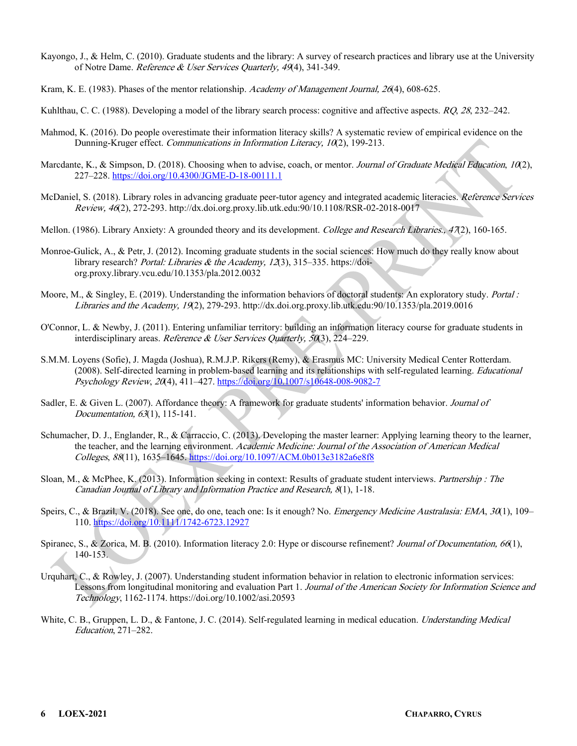Kayongo, J., & Helm, C. (2010). Graduate students and the library: A survey of research practices and library use at the University of Notre Dame. *Reference & User Services Quarterly, 49*(4), 341-349.

Kram, K. E. (1983). Phases of the mentor relationship. *Academy of Management Journal, 26*(4), 608-625.

Kuhlthau, C. C. (1988). Developing a model of the library search process: cognitive and affective aspects. *RQ*, *28*, 232–242.

Mahmod, K. (2016). Do people overestimate their information literacy skills? A systematic review of empirical evidence on the Dunning-Kruger effect. *Communications in Information Literacy, 10*(2), 199-213.

Marcdante, K., & Simpson, D. (2018). Choosing when to advise, coach, or mentor. *Journal of Graduate Medical Education*, *10*(2), 227–228. https://doi.org/10.4300/JGME-D-18-00111.1

McDaniel, S. (2018). Library roles in advancing graduate peer-tutor agency and integrated academic literacies. *Reference Services Review, 46*(2), 272-293. http://dx.doi.org.proxy.lib.utk.edu:90/10.1108/RSR-02-2018-0017

Mellon. (1986). Library Anxiety: A grounded theory and its development. *College and Research Libraries., 47*(2), 160-165.

Monroe-Gulick, A., & Petr, J. (2012). Incoming graduate students in the social sciences: How much do they really know about library research? *Portal: Libraries & the Academy, 12*(3), 315–335. https://doi-org.proxy.library.vcu.edu/10.1353/pla.2012.0032

Moore, M., & Singley, E. (2019). Understanding the information behaviors of doctoral students: An exploratory study. *Portal : Libraries and the Academy, 19*(2), 279-293. http://dx.doi.org.proxy.lib.utk.edu:90/10.1353/pla.2019.0016

O'Connor, L. & Newby, J. (2011). Entering unfamiliar territory: building an information literacy course for graduate students in interdisciplinary areas. *Reference & User Services Quarterly, 50*(3), 224–229.

S.M.M. Loyens (Sofie), J. Magda (Joshua), R.M.J.P. Rikers (Remy), & Erasmus MC: University Medical Center Rotterdam. (2008). Self-directed learning in problem-based learning and its relationships with self-regulated learning. *Educational Psychology Review*, *20*(4), 411–427. https://doi.org/10.1007/s10648-008-9082-7

Sadler, E. & Given L. (2007). Affordance theory: A framework for graduate students' information behavior. *Journal of Documentation, 63*(1), 115-141.

Schumacher, D. J., Englander, R., & Carraccio, C. (2013). Developing the master learner: Applying learning theory to the learner, the teacher, and the learning environment. *Academic Medicine: Journal of the Association of American Medical Colleges*, *88*(11), 1635–1645. https://doi.org/10.1097/ACM.0b013e3182a6e8f8

Sloan, M., & McPhee, K. (2013). Information seeking in context: Results of graduate student interviews. *Partnership : The Canadian Journal of Library and Information Practice and Research, 8*(1), 1-18.

Speirs, C., & Brazil, V. (2018). See one, do one, teach one: Is it enough? No. *Emergency Medicine Australasia: EMA*, *30*(1), 109–110. https://doi.org/10.1111/1742-6723.12927

Spiranec, S., & Zorica, M. B. (2010). Information literacy 2.0: Hype or discourse refinement? *Journal of Documentation, 66*(1), 140-153.

Urquhart, C., & Rowley, J. (2007). Understanding student information behavior in relation to electronic information services: Lessons from longitudinal monitoring and evaluation Part 1. *Journal of the American Society for Information Science and Technology*, 1162-1174. https://doi.org/10.1002/asi.20593

White, C. B., Gruppen, L. D., & Fantone, J. C. (2014). Self-regulated learning in medical education. *Understanding Medical Education*, 271–282.